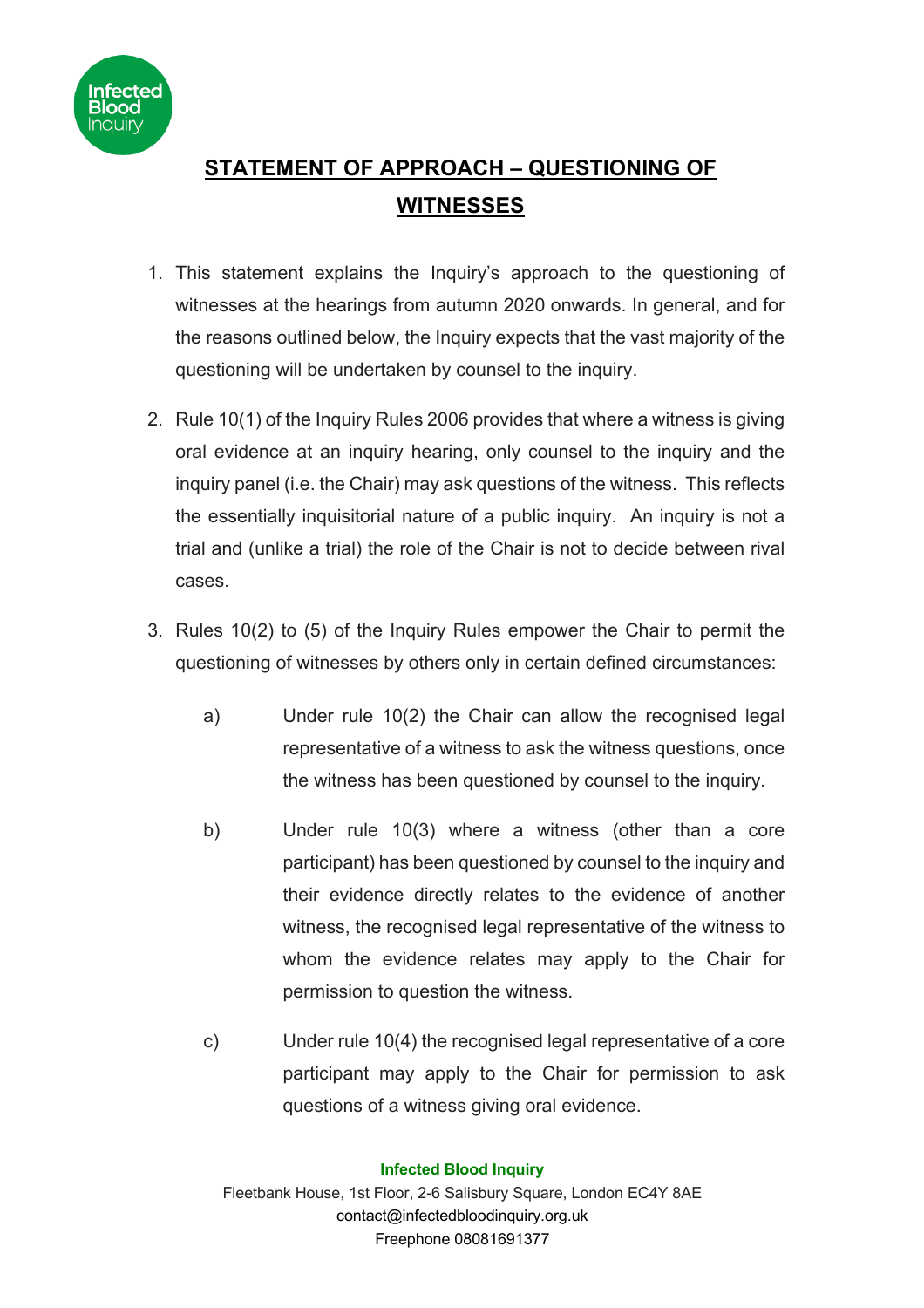# STATEMENT OF APPROACH – QUESTIONING OF WITNESSES

1. This statement explains the Inquiry's approach to the questioning of witnesses at the hearings from autumn 2020 onwards. In general, and for the reasons outlined below, the Inquiry expects that the vast majority of the questioning will be undertaken by counsel to the inquiry.

2. Rule 10(1) of the Inquiry Rules 2006 provides that where a witness is giving oral evidence at an inquiry hearing, only counsel to the inquiry and the inquiry panel (i.e. the Chair) may ask questions of the witness. This reflects the essentially inquisitorial nature of a public inquiry. An inquiry is not a trial and (unlike a trial) the role of the Chair is not to decide between rival cases.

3. Rules 10(2) to (5) of the Inquiry Rules empower the Chair to permit the questioning of witnesses by others only in certain defined circumstances:

   a) Under rule 10(2) the Chair can allow the recognised legal representative of a witness to ask the witness questions, once the witness has been questioned by counsel to the inquiry.

   b) Under rule 10(3) where a witness (other than a core participant) has been questioned by counsel to the inquiry and their evidence directly relates to the evidence of another witness, the recognised legal representative of the witness to whom the evidence relates may apply to the Chair for permission to question the witness.

   c) Under rule 10(4) the recognised legal representative of a core participant may apply to the Chair for permission to ask questions of a witness giving oral evidence.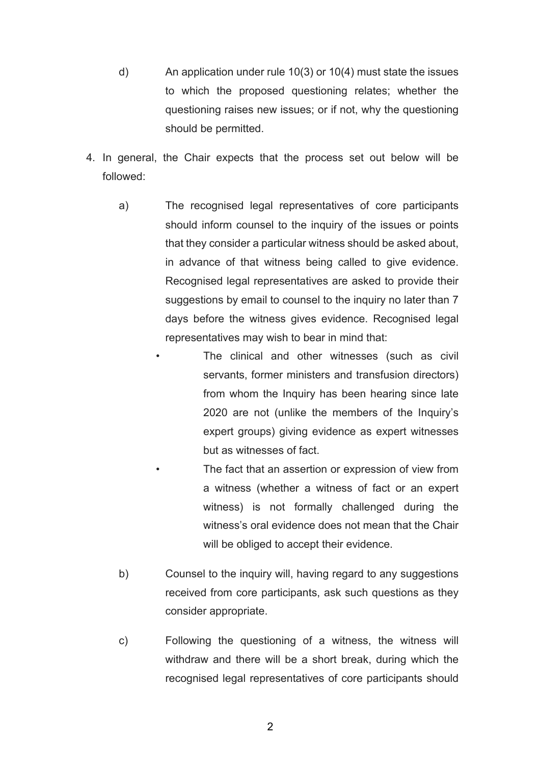d) An application under rule 10(3) or 10(4) must state the issues to which the proposed questioning relates; whether the questioning raises new issues; or if not, why the questioning should be permitted.

4. In general, the Chair expects that the process set out below will be followed:

   a) The recognised legal representatives of core participants should inform counsel to the inquiry of the issues or points that they consider a particular witness should be asked about, in advance of that witness being called to give evidence. Recognised legal representatives are asked to provide their suggestions by email to counsel to the inquiry no later than 7 days before the witness gives evidence. Recognised legal representatives may wish to bear in mind that:

      - The clinical and other witnesses (such as civil servants, former ministers and transfusion directors) from whom the Inquiry has been hearing since late 2020 are not (unlike the members of the Inquiry's expert groups) giving evidence as expert witnesses but as witnesses of fact.
      - The fact that an assertion or expression of view from a witness (whether a witness of fact or an expert witness) is not formally challenged during the witness's oral evidence does not mean that the Chair will be obliged to accept their evidence.

   b) Counsel to the inquiry will, having regard to any suggestions received from core participants, ask such questions as they consider appropriate.

   c) Following the questioning of a witness, the witness will withdraw and there will be a short break, during which the recognised legal representatives of core participants should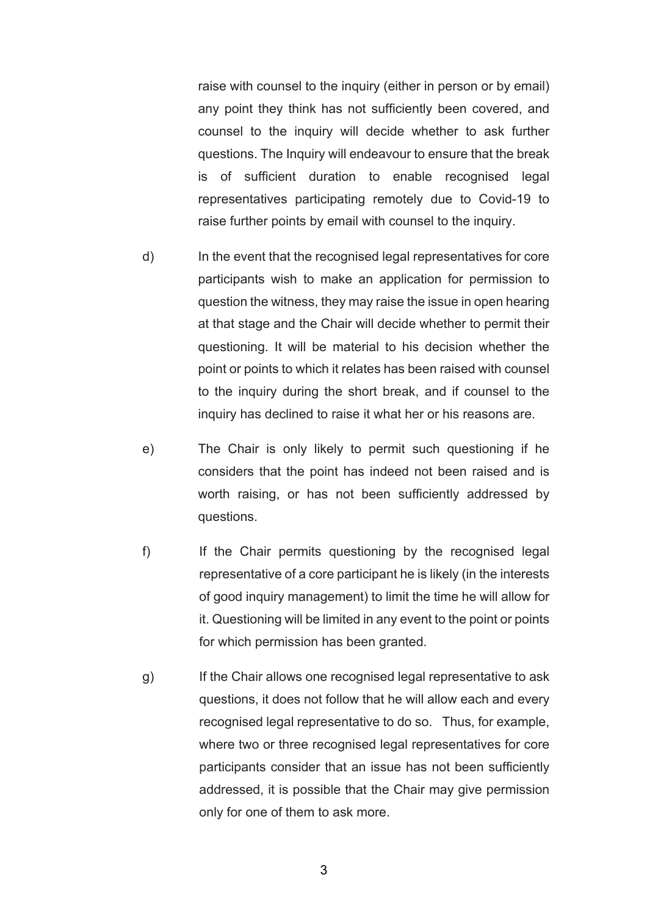raise with counsel to the inquiry (either in person or by email) any point they think has not sufficiently been covered, and counsel to the inquiry will decide whether to ask further questions. The Inquiry will endeavour to ensure that the break is of sufficient duration to enable recognised legal representatives participating remotely due to Covid-19 to raise further points by email with counsel to the inquiry.

d) In the event that the recognised legal representatives for core participants wish to make an application for permission to question the witness, they may raise the issue in open hearing at that stage and the Chair will decide whether to permit their questioning. It will be material to his decision whether the point or points to which it relates has been raised with counsel to the inquiry during the short break, and if counsel to the inquiry has declined to raise it what her or his reasons are.

e) The Chair is only likely to permit such questioning if he considers that the point has indeed not been raised and is worth raising, or has not been sufficiently addressed by questions.

f) If the Chair permits questioning by the recognised legal representative of a core participant he is likely (in the interests of good inquiry management) to limit the time he will allow for it. Questioning will be limited in any event to the point or points for which permission has been granted.

g) If the Chair allows one recognised legal representative to ask questions, it does not follow that he will allow each and every recognised legal representative to do so. Thus, for example, where two or three recognised legal representatives for core participants consider that an issue has not been sufficiently addressed, it is possible that the Chair may give permission only for one of them to ask more.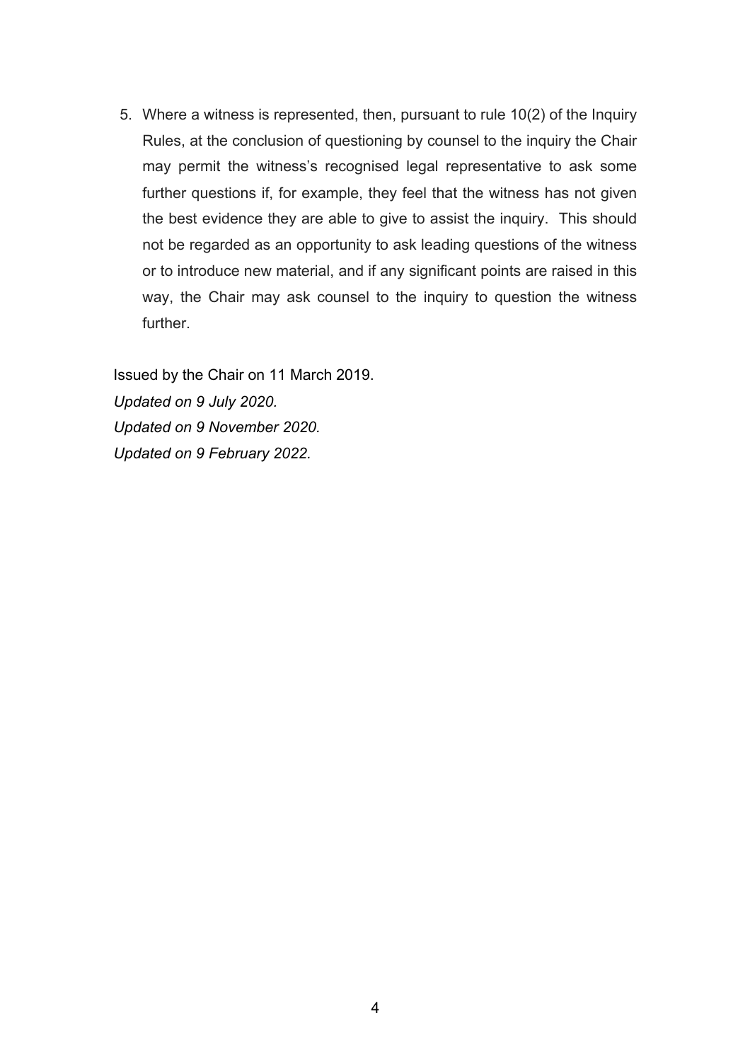5. Where a witness is represented, then, pursuant to rule 10(2) of the Inquiry Rules, at the conclusion of questioning by counsel to the inquiry the Chair may permit the witness's recognised legal representative to ask some further questions if, for example, they feel that the witness has not given the best evidence they are able to give to assist the inquiry. This should not be regarded as an opportunity to ask leading questions of the witness or to introduce new material, and if any significant points are raised in this way, the Chair may ask counsel to the inquiry to question the witness further.

Issued by the Chair on 11 March 2019.
*Updated on 9 July 2020.*
*Updated on 9 November 2020.*
*Updated on 9 February 2022.*